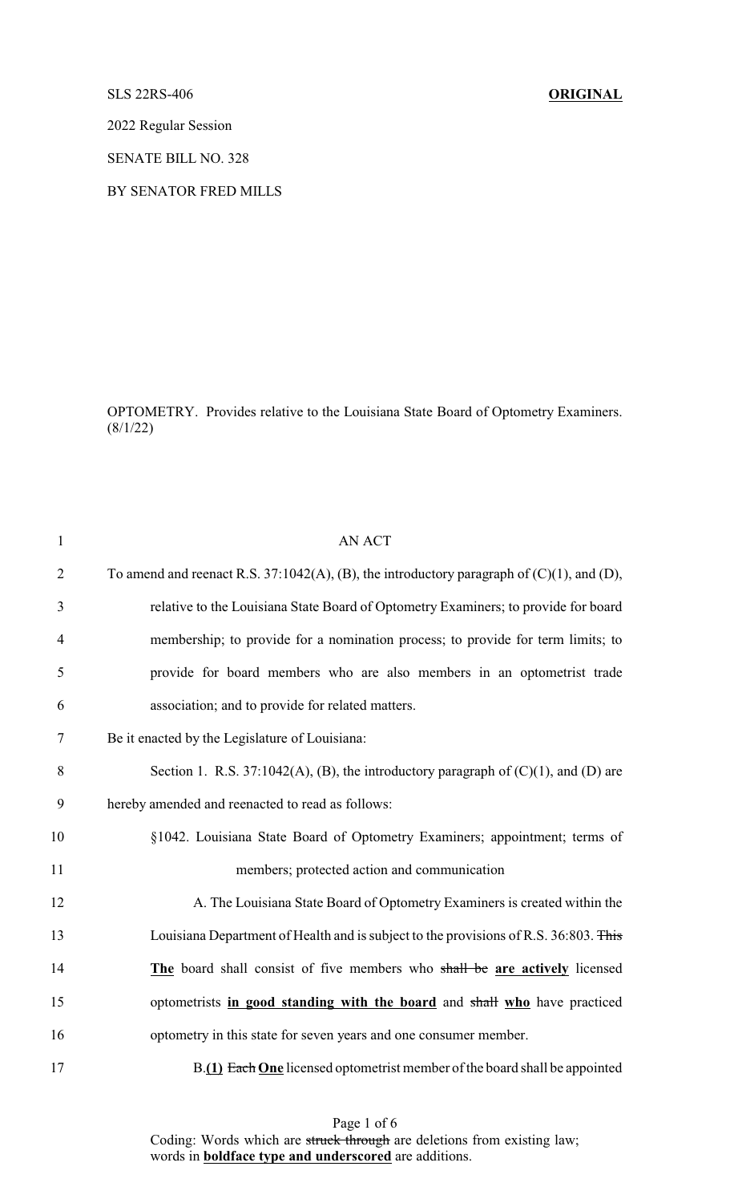SLS 22RS-406 **ORIGINAL**

2022 Regular Session

SENATE BILL NO. 328

BY SENATOR FRED MILLS

OPTOMETRY. Provides relative to the Louisiana State Board of Optometry Examiners. (8/1/22)

AN ACT

To amend and reenact R.S. 37:1042(A), (B), the introductory paragraph of (C)(1), and (D), relative to the Louisiana State Board of Optometry Examiners; to provide for board membership; to provide for a nomination process; to provide for term limits; to provide for board members who are also members in an optometrist trade association; and to provide for related matters.

Be it enacted by the Legislature of Louisiana:

Section 1. R.S. 37:1042(A), (B), the introductory paragraph of (C)(1), and (D) are hereby amended and reenacted to read as follows:

§1042. Louisiana State Board of Optometry Examiners; appointment; terms of members; protected action and communication

A. The Louisiana State Board of Optometry Examiners is created within the Louisiana Department of Health and is subject to the provisions of R.S. 36:803. ~~This~~ **The** board shall consist of five members who ~~shall be~~ **are actively** licensed optometrists **in good standing with the board** and ~~shall~~ **who** have practiced optometry in this state for seven years and one consumer member.

B.**(1)** ~~Each~~ **One** licensed optometrist member of the board shall be appointed

Coding: Words which are ~~struck through~~ are deletions from existing law; words in **boldface type and underscored** are additions.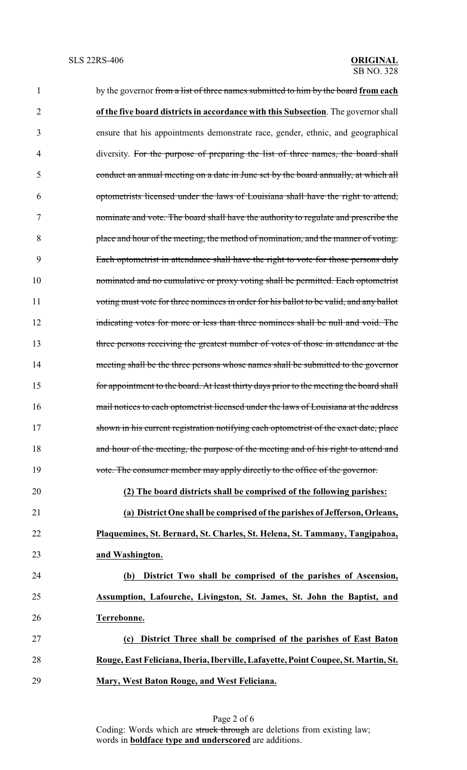by the governor ~~from a list of three names submitted to him by the board~~ **from each of the five board districts in accordance with this Subsection**. The governor shall ensure that his appointments demonstrate race, gender, ethnic, and geographical diversity. ~~For the purpose of preparing the list of three names, the board shall conduct an annual meeting on a date in June set by the board annually, at which all optometrists licensed under the laws of Louisiana shall have the right to attend, nominate and vote. The board shall have the authority to regulate and prescribe the place and hour of the meeting, the method of nomination, and the manner of voting. Each optometrist in attendance shall have the right to vote for those persons duly nominated and no cumulative or proxy voting shall be permitted. Each optometrist voting must vote for three nominees in order for his ballot to be valid, and any ballot indicating votes for more or less than three nominees shall be null and void. The three persons receiving the greatest number of votes of those in attendance at the meeting shall be the three persons whose names shall be submitted to the governor for appointment to the board. At least thirty days prior to the meeting the board shall mail notices to each optometrist licensed under the laws of Louisiana at the address shown in his current registration notifying each optometrist of the exact date, place and hour of the meeting, the purpose of the meeting and of his right to attend and vote. The consumer member may apply directly to the office of the governor.~~

**(2) The board districts shall be comprised of the following parishes:**

**(a) District One shall be comprised of the parishes of Jefferson, Orleans, Plaquemines, St. Bernard, St. Charles, St. Helena, St. Tammany, Tangipahoa, and Washington.**

**(b) District Two shall be comprised of the parishes of Ascension, Assumption, Lafourche, Livingston, St. James, St. John the Baptist, and Terrebonne.**

**(c) District Three shall be comprised of the parishes of East Baton Rouge, East Feliciana, Iberia, Iberville, Lafayette, Point Coupee, St. Martin, St. Mary, West Baton Rouge, and West Feliciana.**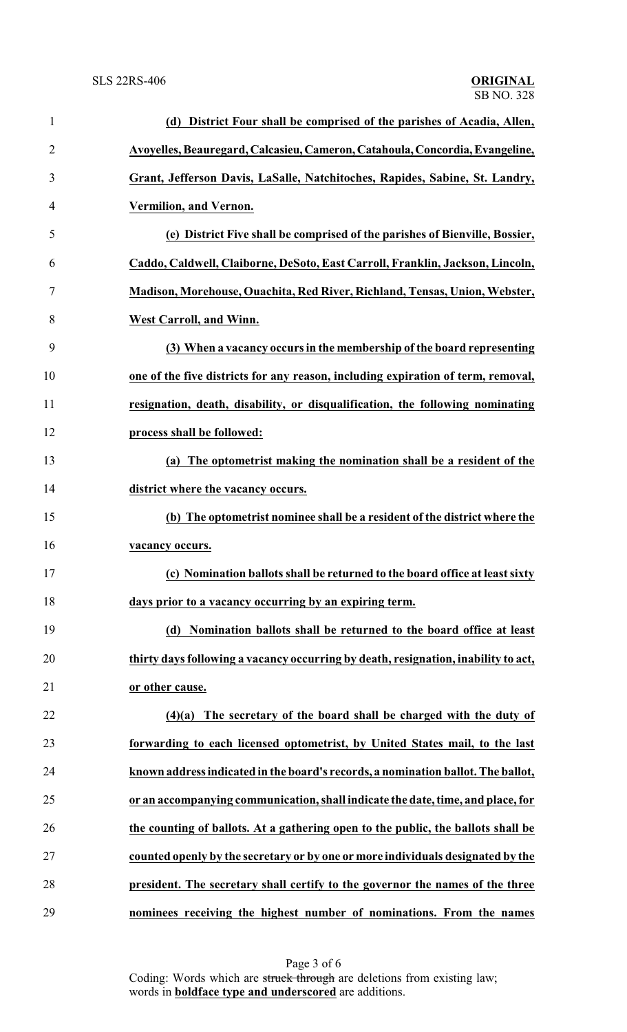**(d) District Four shall be comprised of the parishes of Acadia, Allen, Avoyelles, Beauregard, Calcasieu, Cameron, Catahoula, Concordia, Evangeline, Grant, Jefferson Davis, LaSalle, Natchitoches, Rapides, Sabine, St. Landry, Vermilion, and Vernon.**

**(e) District Five shall be comprised of the parishes of Bienville, Bossier, Caddo, Caldwell, Claiborne, DeSoto, East Carroll, Franklin, Jackson, Lincoln, Madison, Morehouse, Ouachita, Red River, Richland, Tensas, Union, Webster, West Carroll, and Winn.**

**(3) When a vacancy occurs in the membership of the board representing one of the five districts for any reason, including expiration of term, removal, resignation, death, disability, or disqualification, the following nominating process shall be followed:**

**(a) The optometrist making the nomination shall be a resident of the district where the vacancy occurs.**

**(b) The optometrist nominee shall be a resident of the district where the vacancy occurs.**

**(c) Nomination ballots shall be returned to the board office at least sixty days prior to a vacancy occurring by an expiring term.**

**(d) Nomination ballots shall be returned to the board office at least thirty days following a vacancy occurring by death, resignation, inability to act, or other cause.**

**(4)(a) The secretary of the board shall be charged with the duty of forwarding to each licensed optometrist, by United States mail, to the last known address indicated in the board's records, a nomination ballot. The ballot, or an accompanying communication, shall indicate the date, time, and place, for the counting of ballots. At a gathering open to the public, the ballots shall be counted openly by the secretary or by one or more individuals designated by the president. The secretary shall certify to the governor the names of the three nominees receiving the highest number of nominations. From the names**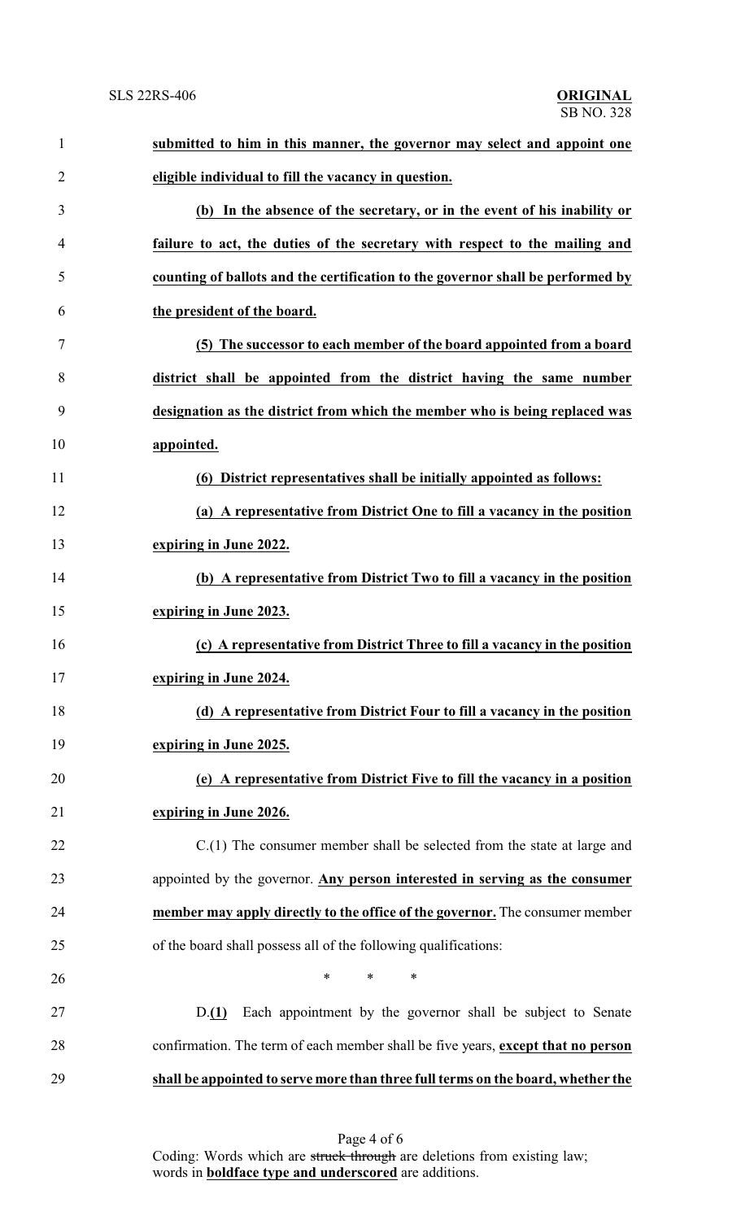**submitted to him in this manner, the governor may select and appoint one eligible individual to fill the vacancy in question.**

**(b) In the absence of the secretary, or in the event of his inability or failure to act, the duties of the secretary with respect to the mailing and counting of ballots and the certification to the governor shall be performed by the president of the board.**

**(5) The successor to each member of the board appointed from a board district shall be appointed from the district having the same number designation as the district from which the member who is being replaced was appointed.**

**(6) District representatives shall be initially appointed as follows:**

**(a) A representative from District One to fill a vacancy in the position expiring in June 2022.**

**(b) A representative from District Two to fill a vacancy in the position expiring in June 2023.**

**(c) A representative from District Three to fill a vacancy in the position expiring in June 2024.**

**(d) A representative from District Four to fill a vacancy in the position expiring in June 2025.**

**(e) A representative from District Five to fill the vacancy in a position expiring in June 2026.**

C.(1) The consumer member shall be selected from the state at large and appointed by the governor. **Any person interested in serving as the consumer member may apply directly to the office of the governor.** The consumer member of the board shall possess all of the following qualifications:

\* \* \*

D.**(1)** Each appointment by the governor shall be subject to Senate confirmation. The term of each member shall be five years, **except that no person shall be appointed to serve more than three full terms on the board, whether the**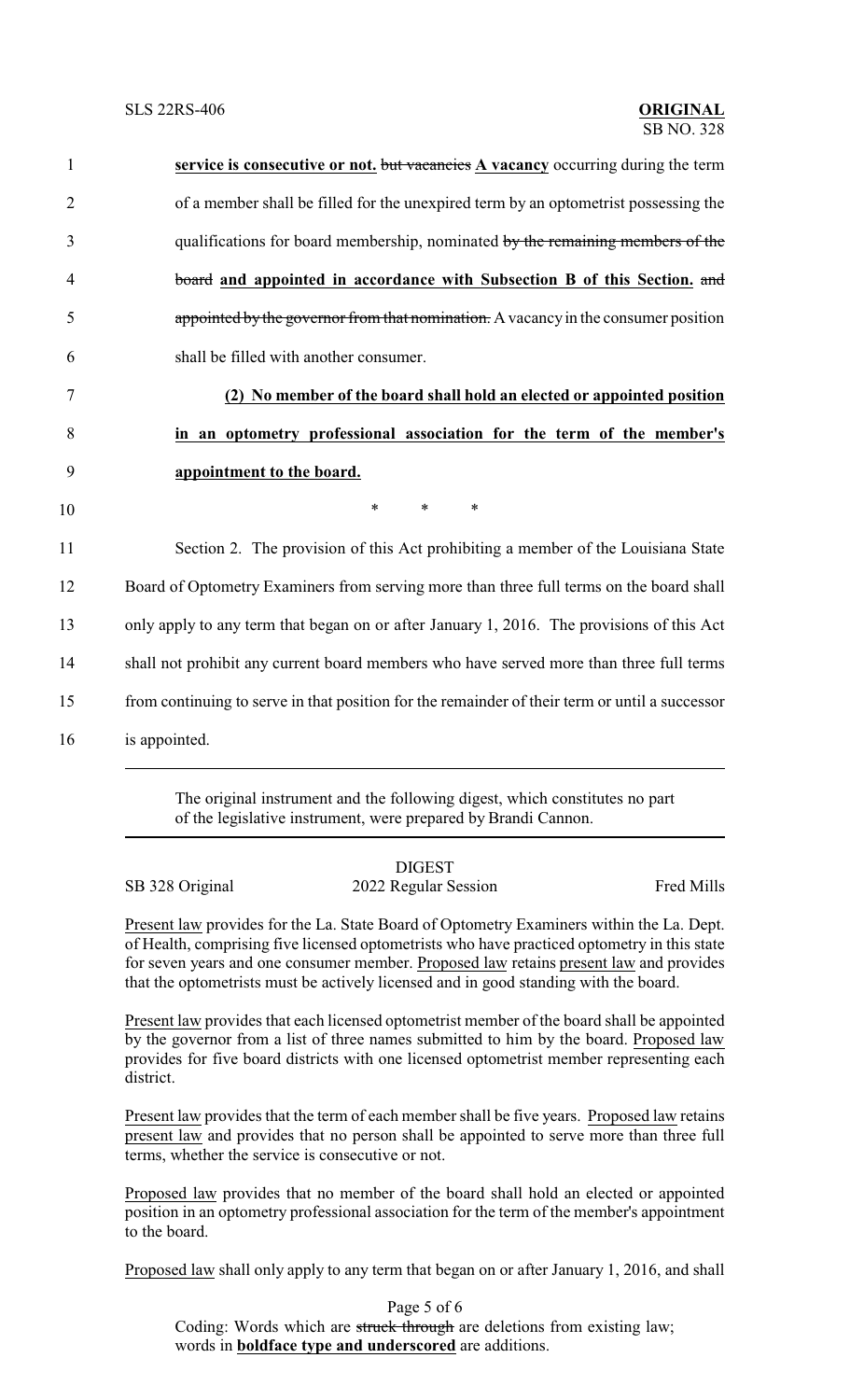service is consecutive or not. ~~but vacancies~~ **A vacancy** occurring during the term of a member shall be filled for the unexpired term by an optometrist possessing the qualifications for board membership, nominated ~~by the remaining members of the board~~ **and appointed in accordance with Subsection B of this Section.** ~~and appointed by the governor from that nomination.~~ A vacancy in the consumer position shall be filled with another consumer.

**(2) No member of the board shall hold an elected or appointed position in an optometry professional association for the term of the member's appointment to the board.**

\* \* \*

Section 2. The provision of this Act prohibiting a member of the Louisiana State Board of Optometry Examiners from serving more than three full terms on the board shall only apply to any term that began on or after January 1, 2016. The provisions of this Act shall not prohibit any current board members who have served more than three full terms from continuing to serve in that position for the remainder of their term or until a successor is appointed.

The original instrument and the following digest, which constitutes no part of the legislative instrument, were prepared by Brandi Cannon.

## DIGEST

SB 328 Original — 2022 Regular Session — Fred Mills

Present law provides for the La. State Board of Optometry Examiners within the La. Dept. of Health, comprising five licensed optometrists who have practiced optometry in this state for seven years and one consumer member. Proposed law retains present law and provides that the optometrists must be actively licensed and in good standing with the board.

Present law provides that each licensed optometrist member of the board shall be appointed by the governor from a list of three names submitted to him by the board. Proposed law provides for five board districts with one licensed optometrist member representing each district.

Present law provides that the term of each member shall be five years. Proposed law retains present law and provides that no person shall be appointed to serve more than three full terms, whether the service is consecutive or not.

Proposed law provides that no member of the board shall hold an elected or appointed position in an optometry professional association for the term of the member's appointment to the board.

Proposed law shall only apply to any term that began on or after January 1, 2016, and shall

Coding: Words which are ~~struck through~~ are deletions from existing law; words in **boldface type and underscored** are additions.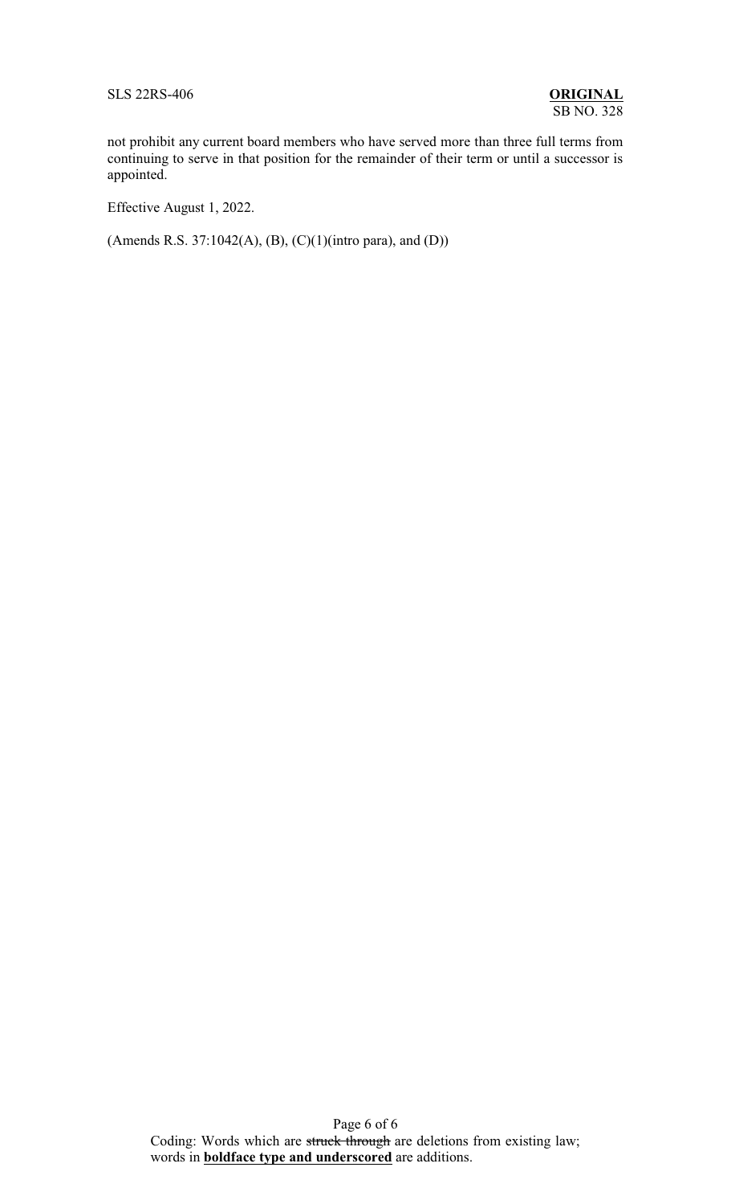not prohibit any current board members who have served more than three full terms from continuing to serve in that position for the remainder of their term or until a successor is appointed.

Effective August 1, 2022.

(Amends R.S. 37:1042(A), (B), (C)(1)(intro para), and (D))